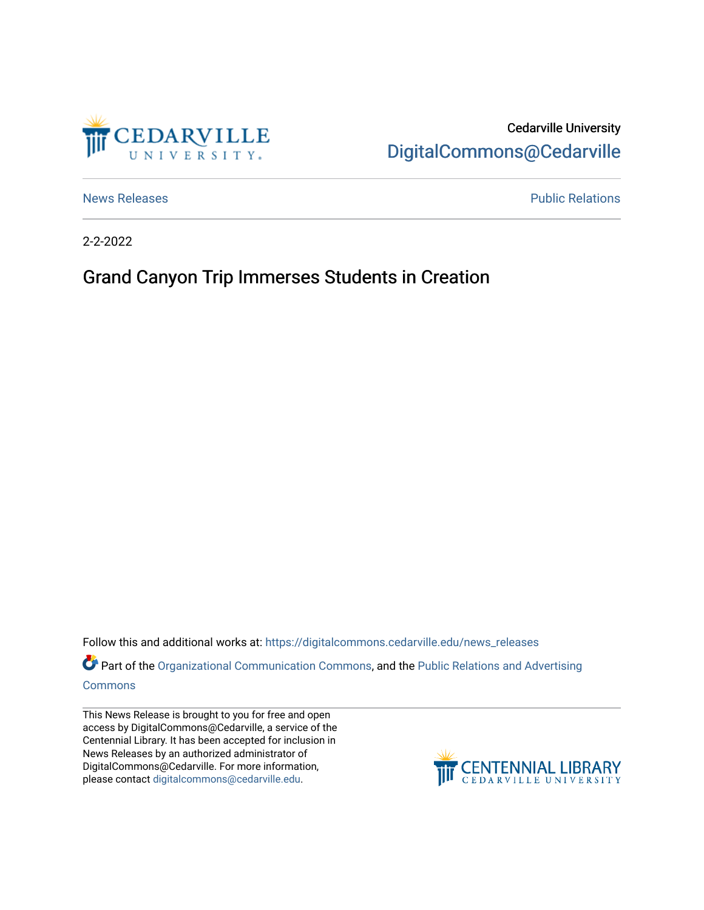Cedarville University

DigitalCommons@Cedarville

News Releases

Public Relations

2-2-2022

# Grand Canyon Trip Immerses Students in Creation

Follow this and additional works at: https://digitalcommons.cedarville.edu/news_releases

Part of the Organizational Communication Commons, and the Public Relations and Advertising Commons

This News Release is brought to you for free and open access by DigitalCommons@Cedarville, a service of the Centennial Library. It has been accepted for inclusion in News Releases by an authorized administrator of DigitalCommons@Cedarville. For more information, please contact digitalcommons@cedarville.edu.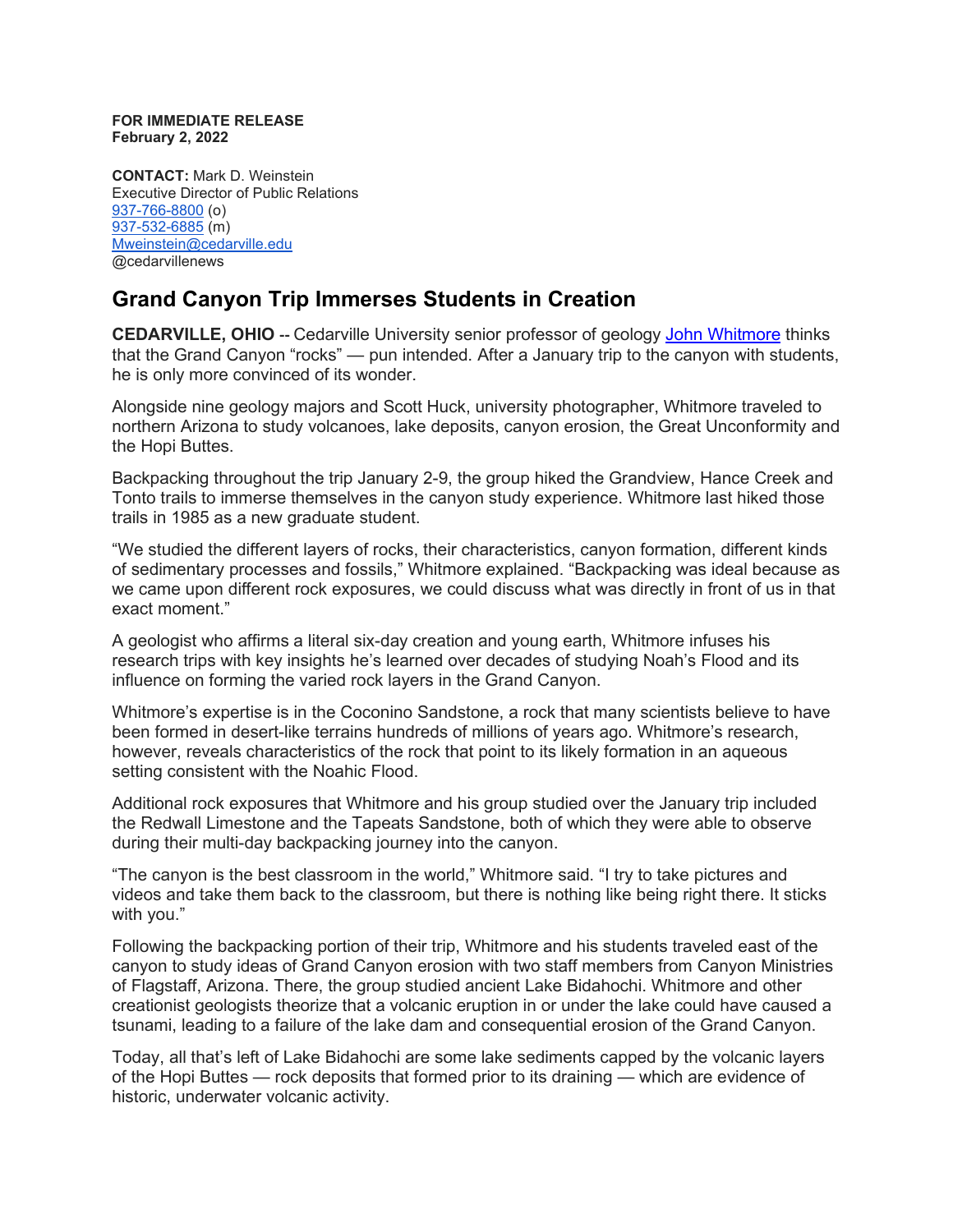**FOR IMMEDIATE RELEASE**
**February 2, 2022**

**CONTACT:** Mark D. Weinstein
Executive Director of Public Relations
937-766-8800 (o)
937-532-6885 (m)
Mweinstein@cedarville.edu
@cedarvillenews

## Grand Canyon Trip Immerses Students in Creation

**CEDARVILLE, OHIO** -- Cedarville University senior professor of geology John Whitmore thinks that the Grand Canyon "rocks" — pun intended. After a January trip to the canyon with students, he is only more convinced of its wonder.

Alongside nine geology majors and Scott Huck, university photographer, Whitmore traveled to northern Arizona to study volcanoes, lake deposits, canyon erosion, the Great Unconformity and the Hopi Buttes.

Backpacking throughout the trip January 2-9, the group hiked the Grandview, Hance Creek and Tonto trails to immerse themselves in the canyon study experience. Whitmore last hiked those trails in 1985 as a new graduate student.

"We studied the different layers of rocks, their characteristics, canyon formation, different kinds of sedimentary processes and fossils," Whitmore explained. "Backpacking was ideal because as we came upon different rock exposures, we could discuss what was directly in front of us in that exact moment."

A geologist who affirms a literal six-day creation and young earth, Whitmore infuses his research trips with key insights he's learned over decades of studying Noah's Flood and its influence on forming the varied rock layers in the Grand Canyon.

Whitmore's expertise is in the Coconino Sandstone, a rock that many scientists believe to have been formed in desert-like terrains hundreds of millions of years ago. Whitmore's research, however, reveals characteristics of the rock that point to its likely formation in an aqueous setting consistent with the Noahic Flood.

Additional rock exposures that Whitmore and his group studied over the January trip included the Redwall Limestone and the Tapeats Sandstone, both of which they were able to observe during their multi-day backpacking journey into the canyon.

"The canyon is the best classroom in the world," Whitmore said. "I try to take pictures and videos and take them back to the classroom, but there is nothing like being right there. It sticks with you."

Following the backpacking portion of their trip, Whitmore and his students traveled east of the canyon to study ideas of Grand Canyon erosion with two staff members from Canyon Ministries of Flagstaff, Arizona. There, the group studied ancient Lake Bidahochi. Whitmore and other creationist geologists theorize that a volcanic eruption in or under the lake could have caused a tsunami, leading to a failure of the lake dam and consequential erosion of the Grand Canyon.

Today, all that's left of Lake Bidahochi are some lake sediments capped by the volcanic layers of the Hopi Buttes — rock deposits that formed prior to its draining — which are evidence of historic, underwater volcanic activity.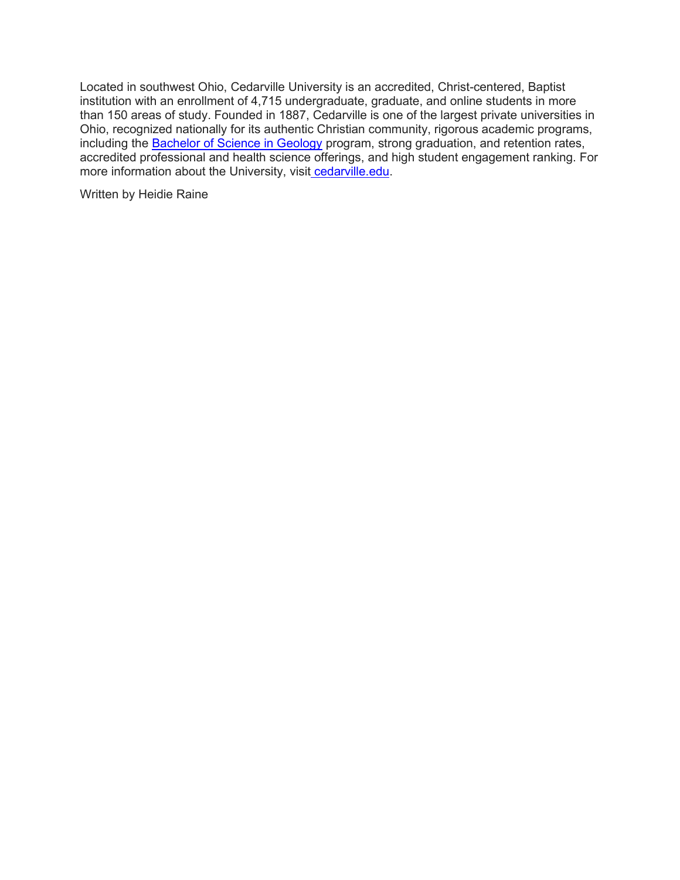Located in southwest Ohio, Cedarville University is an accredited, Christ-centered, Baptist institution with an enrollment of 4,715 undergraduate, graduate, and online students in more than 150 areas of study. Founded in 1887, Cedarville is one of the largest private universities in Ohio, recognized nationally for its authentic Christian community, rigorous academic programs, including the Bachelor of Science in Geology program, strong graduation, and retention rates, accredited professional and health science offerings, and high student engagement ranking. For more information about the University, visit cedarville.edu.

Written by Heidie Raine